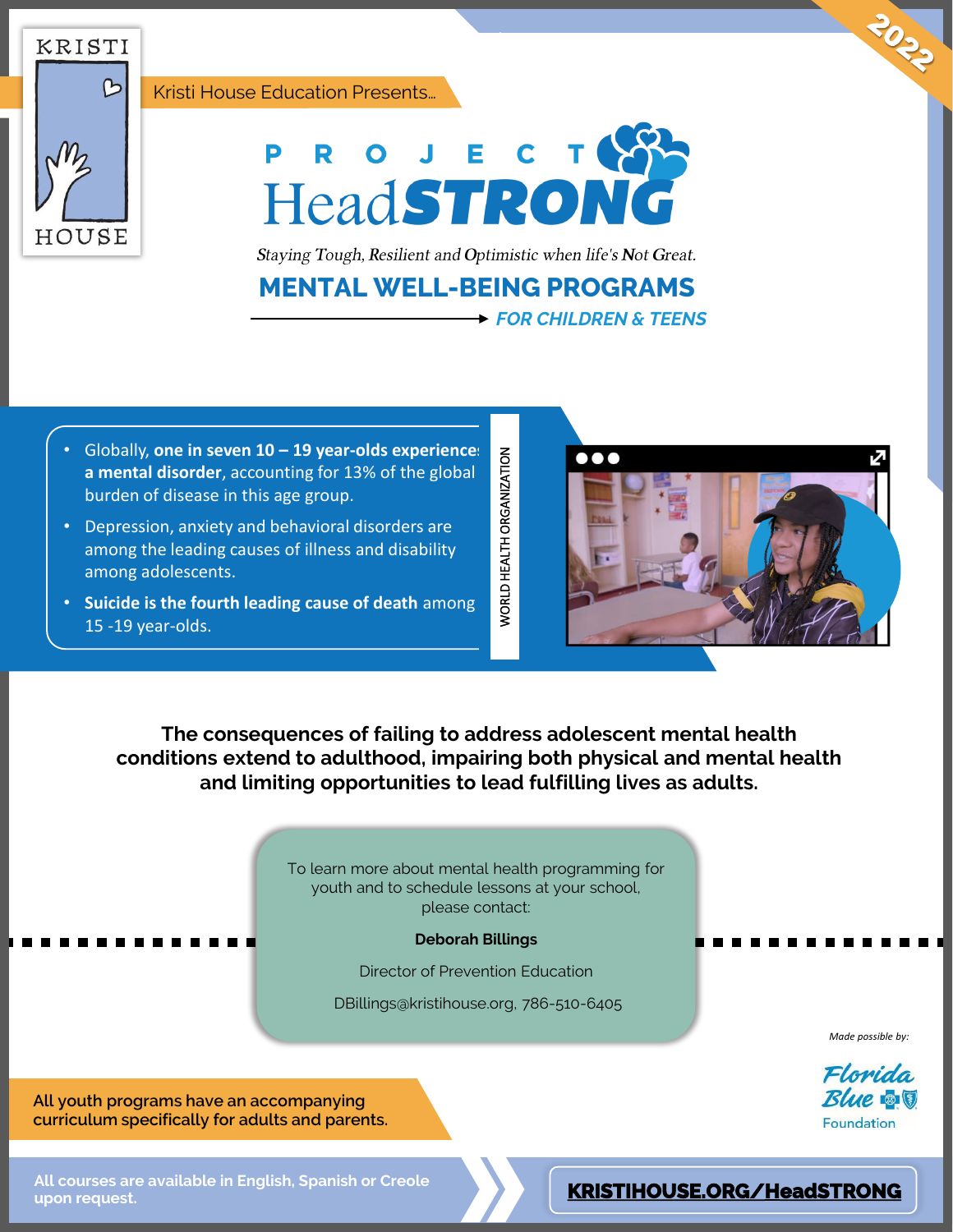KRISTI HOUSE

Kristi House Education Presents...

2022

# PROJECT HeadSTRONG

*Staying Tough, Resilient and Optimistic when life's Not Great.*

## MENTAL WELL-BEING PROGRAMS

### *FOR CHILDREN & TEENS*

- Globally, **one in seven 10 – 19 year-olds experience a mental disorder**, accounting for 13% of the global burden of disease in this age group.
- Depression, anxiety and behavioral disorders are among the leading causes of illness and disability among adolescents.
- **Suicide is the fourth leading cause of death** among 15 -19 year-olds.

WORLD HEALTH ORGANIZATION

**The consequences of failing to address adolescent mental health conditions extend to adulthood, impairing both physical and mental health and limiting opportunities to lead fulfilling lives as adults.**

To learn more about mental health programming for youth and to schedule lessons at your school, please contact:

**Deborah Billings**

Director of Prevention Education

DBillings@kristihouse.org, 786-510-6405

*Made possible by:*

Florida Blue Foundation

**All youth programs have an accompanying curriculum specifically for adults and parents.**

**All courses are available in English, Spanish or Creole upon request.**

**KRISTIHOUSE.ORG/HeadSTRONG**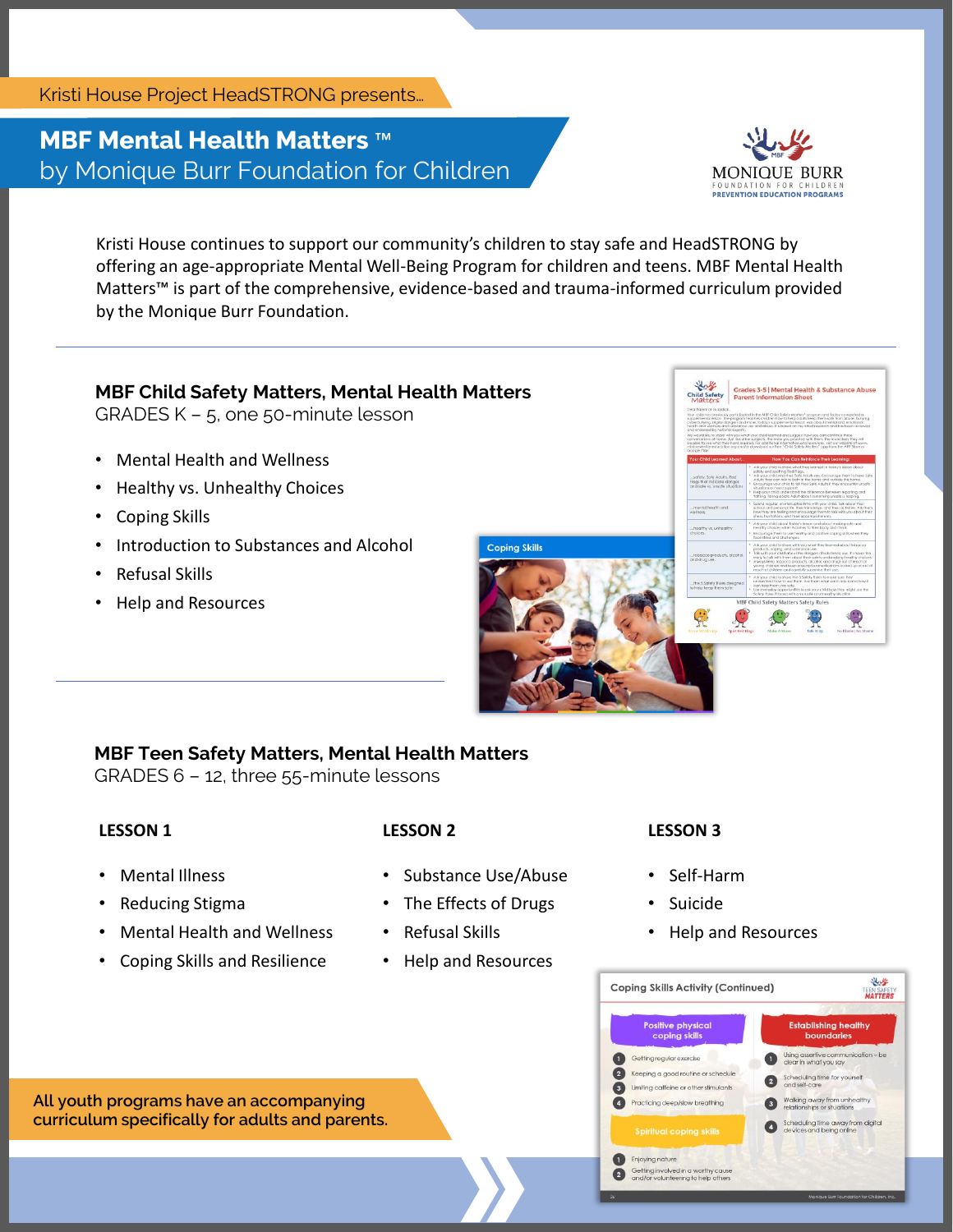Kristi House Project HeadSTRONG presents...

# MBF Mental Health Matters ™ by Monique Burr Foundation for Children

MONIQUE BURR FOUNDATION FOR CHILDREN PREVENTION EDUCATION PROGRAMS

Kristi House continues to support our community's children to stay safe and HeadSTRONG by offering an age-appropriate Mental Well-Being Program for children and teens. MBF Mental Health Matters™ is part of the comprehensive, evidence-based and trauma-informed curriculum provided by the Monique Burr Foundation.

## MBF Child Safety Matters, Mental Health Matters

GRADES K – 5, one 50-minute lesson

- Mental Health and Wellness
- Healthy vs. Unhealthy Choices
- Coping Skills
- Introduction to Substances and Alcohol
- Refusal Skills
- Help and Resources

## MBF Teen Safety Matters, Mental Health Matters

GRADES 6 – 12, three 55-minute lessons

**LESSON 1**

- Mental Illness
- Reducing Stigma
- Mental Health and Wellness
- Coping Skills and Resilience

**LESSON 2**

- Substance Use/Abuse
- The Effects of Drugs
- Refusal Skills
- Help and Resources

**LESSON 3**

- Self-Harm
- Suicide
- Help and Resources

**All youth programs have an accompanying curriculum specifically for adults and parents.**